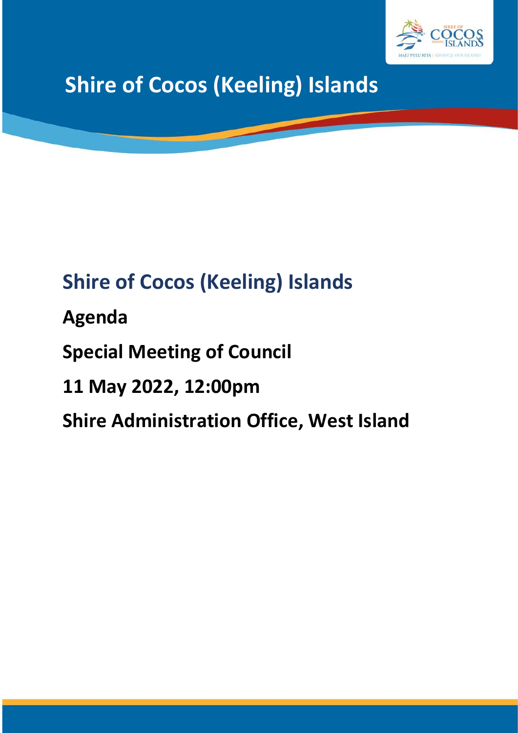# Shire of Cocos (Keeling) Islands

## Shire of Cocos (Keeling) Islands

**Agenda**

**Special Meeting of Council**

**11 May 2022, 12:00pm**

**Shire Administration Office, West Island**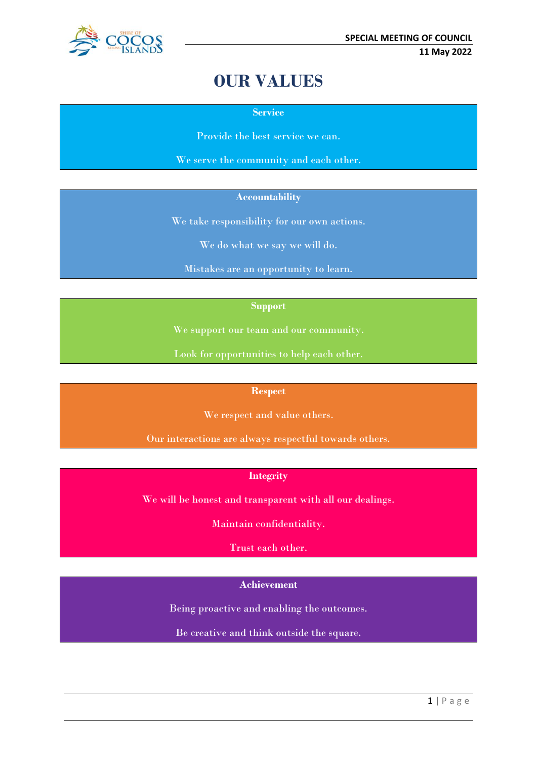# OUR VALUES

**Service**

Provide the best service we can.

We serve the community and each other.

**Accountability**

We take responsibility for our own actions.

We do what we say we will do.

Mistakes are an opportunity to learn.

**Support**

We support our team and our community.

Look for opportunities to help each other.

**Respect**

We respect and value others.

Our interactions are always respectful towards others.

**Integrity**

We will be honest and transparent with all our dealings.

Maintain confidentiality.

Trust each other.

**Achievement**

Being proactive and enabling the outcomes.

Be creative and think outside the square.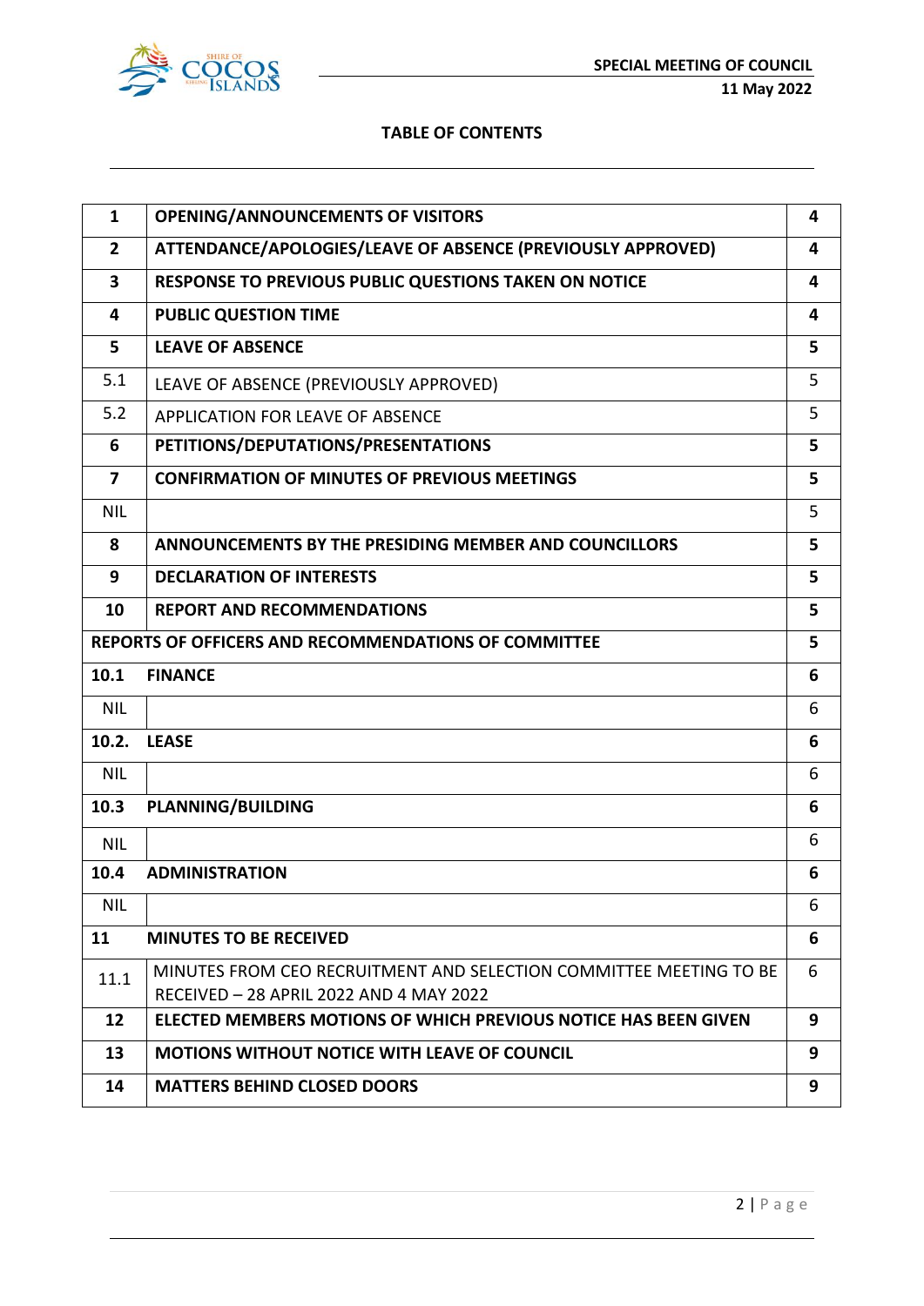## TABLE OF CONTENTS

| | | |
|---|---|---|
| **1** | **OPENING/ANNOUNCEMENTS OF VISITORS** | **4** |
| **2** | **ATTENDANCE/APOLOGIES/LEAVE OF ABSENCE (PREVIOUSLY APPROVED)** | **4** |
| **3** | **RESPONSE TO PREVIOUS PUBLIC QUESTIONS TAKEN ON NOTICE** | **4** |
| **4** | **PUBLIC QUESTION TIME** | **4** |
| **5** | **LEAVE OF ABSENCE** | **5** |
| 5.1 | LEAVE OF ABSENCE (PREVIOUSLY APPROVED) | 5 |
| 5.2 | APPLICATION FOR LEAVE OF ABSENCE | 5 |
| **6** | **PETITIONS/DEPUTATIONS/PRESENTATIONS** | **5** |
| **7** | **CONFIRMATION OF MINUTES OF PREVIOUS MEETINGS** | **5** |
| NIL | | 5 |
| **8** | **ANNOUNCEMENTS BY THE PRESIDING MEMBER AND COUNCILLORS** | **5** |
| **9** | **DECLARATION OF INTERESTS** | **5** |
| **10** | **REPORT AND RECOMMENDATIONS** | **5** |
| **REPORTS OF OFFICERS AND RECOMMENDATIONS OF COMMITTEE** | | **5** |
| **10.1** | **FINANCE** | **6** |
| NIL | | 6 |
| **10.2.** | **LEASE** | **6** |
| NIL | | 6 |
| **10.3** | **PLANNING/BUILDING** | **6** |
| NIL | | 6 |
| **10.4** | **ADMINISTRATION** | **6** |
| NIL | | 6 |
| **11** | **MINUTES TO BE RECEIVED** | **6** |
| 11.1 | MINUTES FROM CEO RECRUITMENT AND SELECTION COMMITTEE MEETING TO BE RECEIVED – 28 APRIL 2022 AND 4 MAY 2022 | 6 |
| **12** | **ELECTED MEMBERS MOTIONS OF WHICH PREVIOUS NOTICE HAS BEEN GIVEN** | **9** |
| **13** | **MOTIONS WITHOUT NOTICE WITH LEAVE OF COUNCIL** | **9** |
| **14** | **MATTERS BEHIND CLOSED DOORS** | **9** |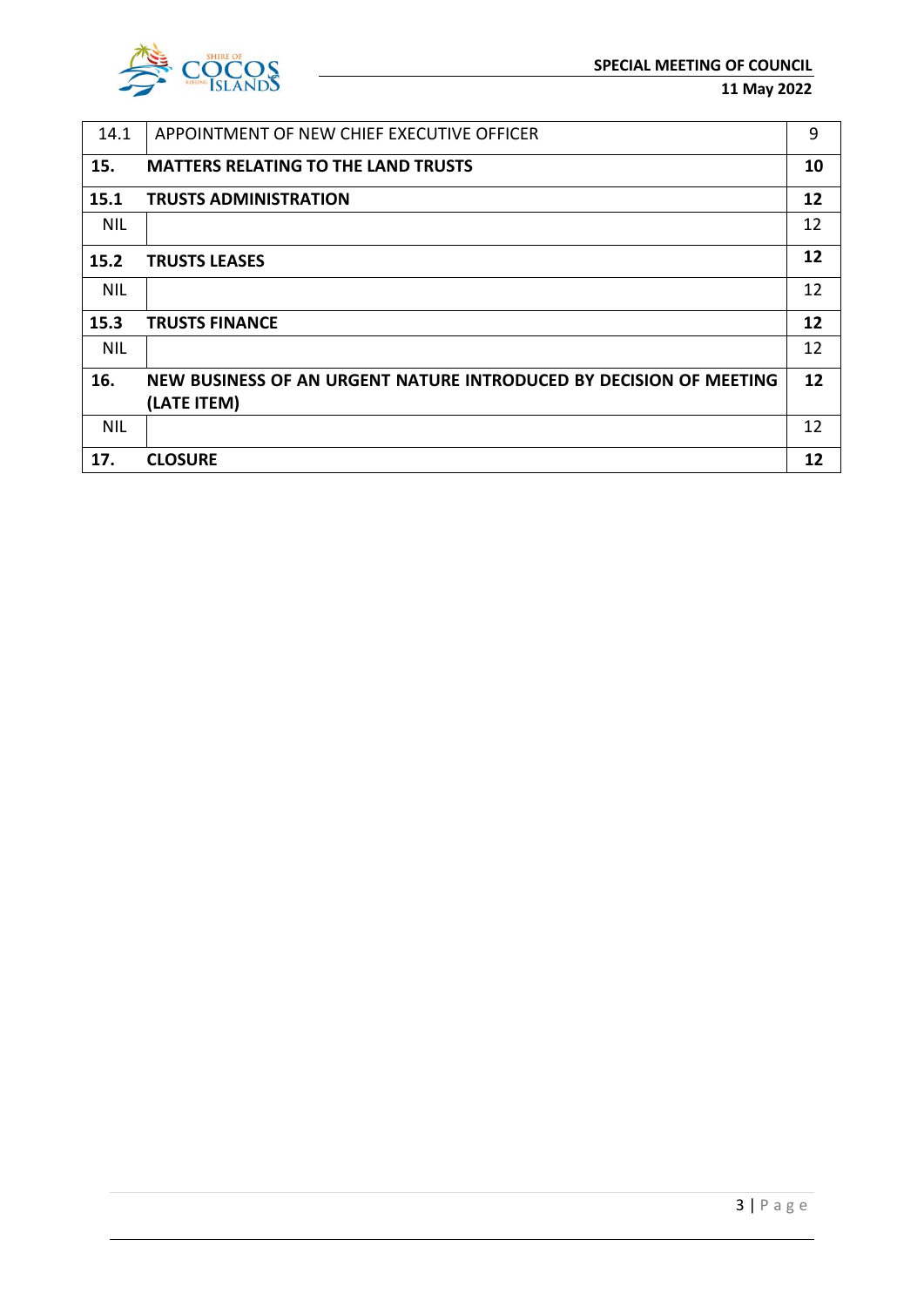| | | |
|---|---|---|
| 14.1 | APPOINTMENT OF NEW CHIEF EXECUTIVE OFFICER | 9 |
| **15.** | **MATTERS RELATING TO THE LAND TRUSTS** | **10** |
| **15.1** | **TRUSTS ADMINISTRATION** | **12** |
| NIL | | 12 |
| **15.2** | **TRUSTS LEASES** | **12** |
| NIL | | 12 |
| **15.3** | **TRUSTS FINANCE** | **12** |
| NIL | | 12 |
| **16.** | **NEW BUSINESS OF AN URGENT NATURE INTRODUCED BY DECISION OF MEETING (LATE ITEM)** | **12** |
| NIL | | 12 |
| **17.** | **CLOSURE** | **12** |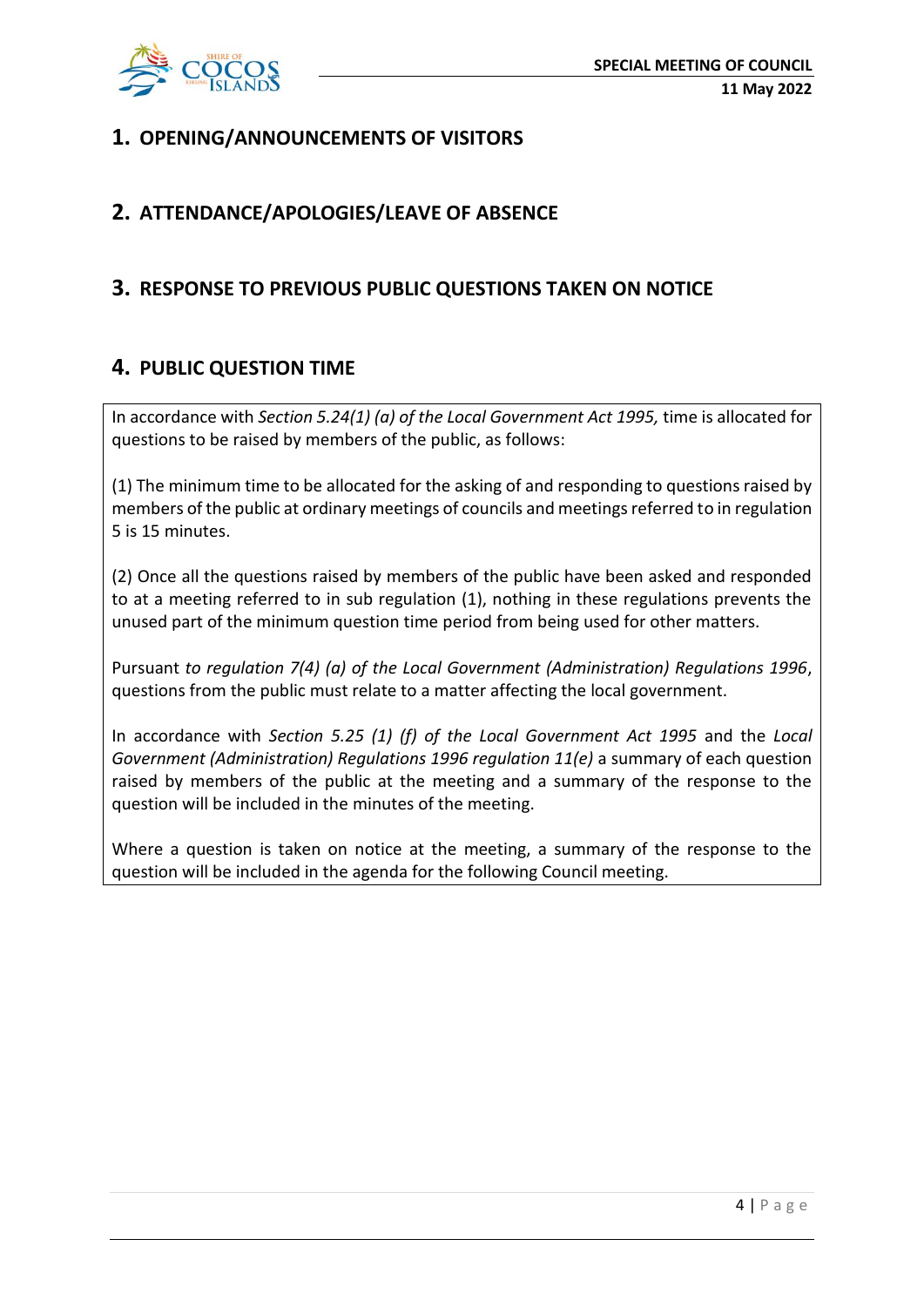## 1. OPENING/ANNOUNCEMENTS OF VISITORS

## 2. ATTENDANCE/APOLOGIES/LEAVE OF ABSENCE

## 3. RESPONSE TO PREVIOUS PUBLIC QUESTIONS TAKEN ON NOTICE

## 4. PUBLIC QUESTION TIME

In accordance with *Section 5.24(1) (a) of the Local Government Act 1995,* time is allocated for questions to be raised by members of the public, as follows:

(1) The minimum time to be allocated for the asking of and responding to questions raised by members of the public at ordinary meetings of councils and meetings referred to in regulation 5 is 15 minutes.

(2) Once all the questions raised by members of the public have been asked and responded to at a meeting referred to in sub regulation (1), nothing in these regulations prevents the unused part of the minimum question time period from being used for other matters.

Pursuant *to regulation 7(4) (a) of the Local Government (Administration) Regulations 1996*, questions from the public must relate to a matter affecting the local government.

In accordance with *Section 5.25 (1) (f) of the Local Government Act 1995* and the *Local Government (Administration) Regulations 1996 regulation 11(e)* a summary of each question raised by members of the public at the meeting and a summary of the response to the question will be included in the minutes of the meeting.

Where a question is taken on notice at the meeting, a summary of the response to the question will be included in the agenda for the following Council meeting.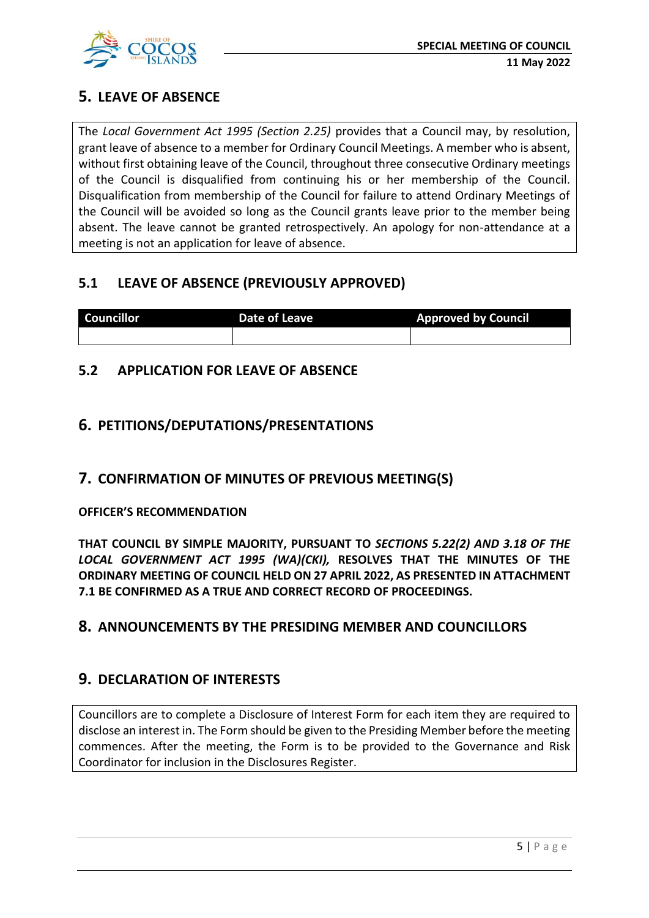## 5. LEAVE OF ABSENCE

The *Local Government Act 1995 (Section 2.25)* provides that a Council may, by resolution, grant leave of absence to a member for Ordinary Council Meetings. A member who is absent, without first obtaining leave of the Council, throughout three consecutive Ordinary meetings of the Council is disqualified from continuing his or her membership of the Council. Disqualification from membership of the Council for failure to attend Ordinary Meetings of the Council will be avoided so long as the Council grants leave prior to the member being absent. The leave cannot be granted retrospectively. An apology for non-attendance at a meeting is not an application for leave of absence.

### 5.1 LEAVE OF ABSENCE (PREVIOUSLY APPROVED)

| Councillor | Date of Leave | Approved by Council |
|---|---|---|
| | | |

### 5.2 APPLICATION FOR LEAVE OF ABSENCE

## 6. PETITIONS/DEPUTATIONS/PRESENTATIONS

## 7. CONFIRMATION OF MINUTES OF PREVIOUS MEETING(S)

**OFFICER'S RECOMMENDATION**

**THAT COUNCIL BY SIMPLE MAJORITY, PURSUANT TO *SECTIONS 5.22(2) AND 3.18 OF THE LOCAL GOVERNMENT ACT 1995 (WA)(CKI),* RESOLVES THAT THE MINUTES OF THE ORDINARY MEETING OF COUNCIL HELD ON 27 APRIL 2022, AS PRESENTED IN ATTACHMENT 7.1 BE CONFIRMED AS A TRUE AND CORRECT RECORD OF PROCEEDINGS.**

## 8. ANNOUNCEMENTS BY THE PRESIDING MEMBER AND COUNCILLORS

## 9. DECLARATION OF INTERESTS

Councillors are to complete a Disclosure of Interest Form for each item they are required to disclose an interest in. The Form should be given to the Presiding Member before the meeting commences. After the meeting, the Form is to be provided to the Governance and Risk Coordinator for inclusion in the Disclosures Register.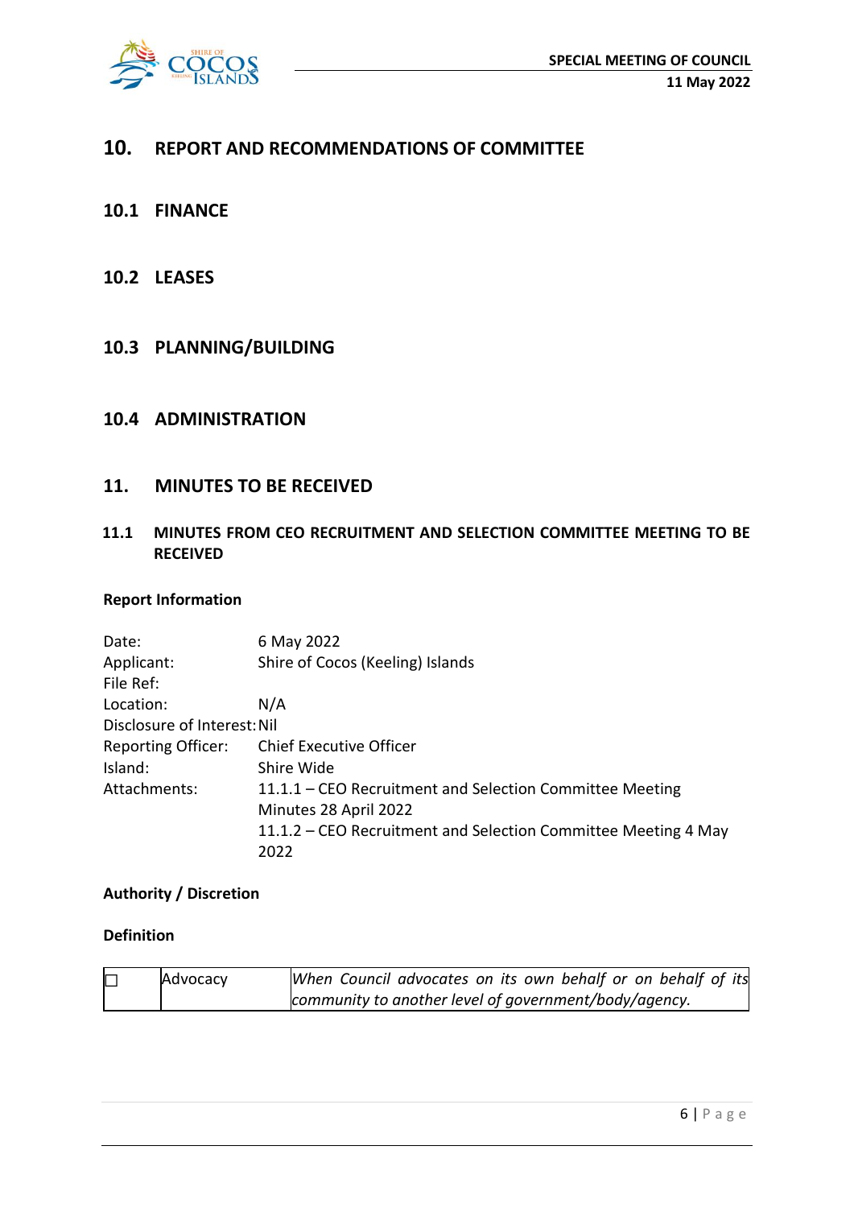## 10. REPORT AND RECOMMENDATIONS OF COMMITTEE

### 10.1 FINANCE

### 10.2 LEASES

### 10.3 PLANNING/BUILDING

### 10.4 ADMINISTRATION

## 11. MINUTES TO BE RECEIVED

### 11.1 MINUTES FROM CEO RECRUITMENT AND SELECTION COMMITTEE MEETING TO BE RECEIVED

**Report Information**

| | |
|---|---|
| Date: | 6 May 2022 |
| Applicant: | Shire of Cocos (Keeling) Islands |
| File Ref: | |
| Location: | N/A |
| Disclosure of Interest: | Nil |
| Reporting Officer: | Chief Executive Officer |
| Island: | Shire Wide |
| Attachments: | 11.1.1 – CEO Recruitment and Selection Committee Meeting Minutes 28 April 2022<br>11.1.2 – CEO Recruitment and Selection Committee Meeting 4 May 2022 |

**Authority / Discretion**

**Definition**

| | | |
|---|---|---|
| ☐ | Advocacy | *When Council advocates on its own behalf or on behalf of its community to another level of government/body/agency.* |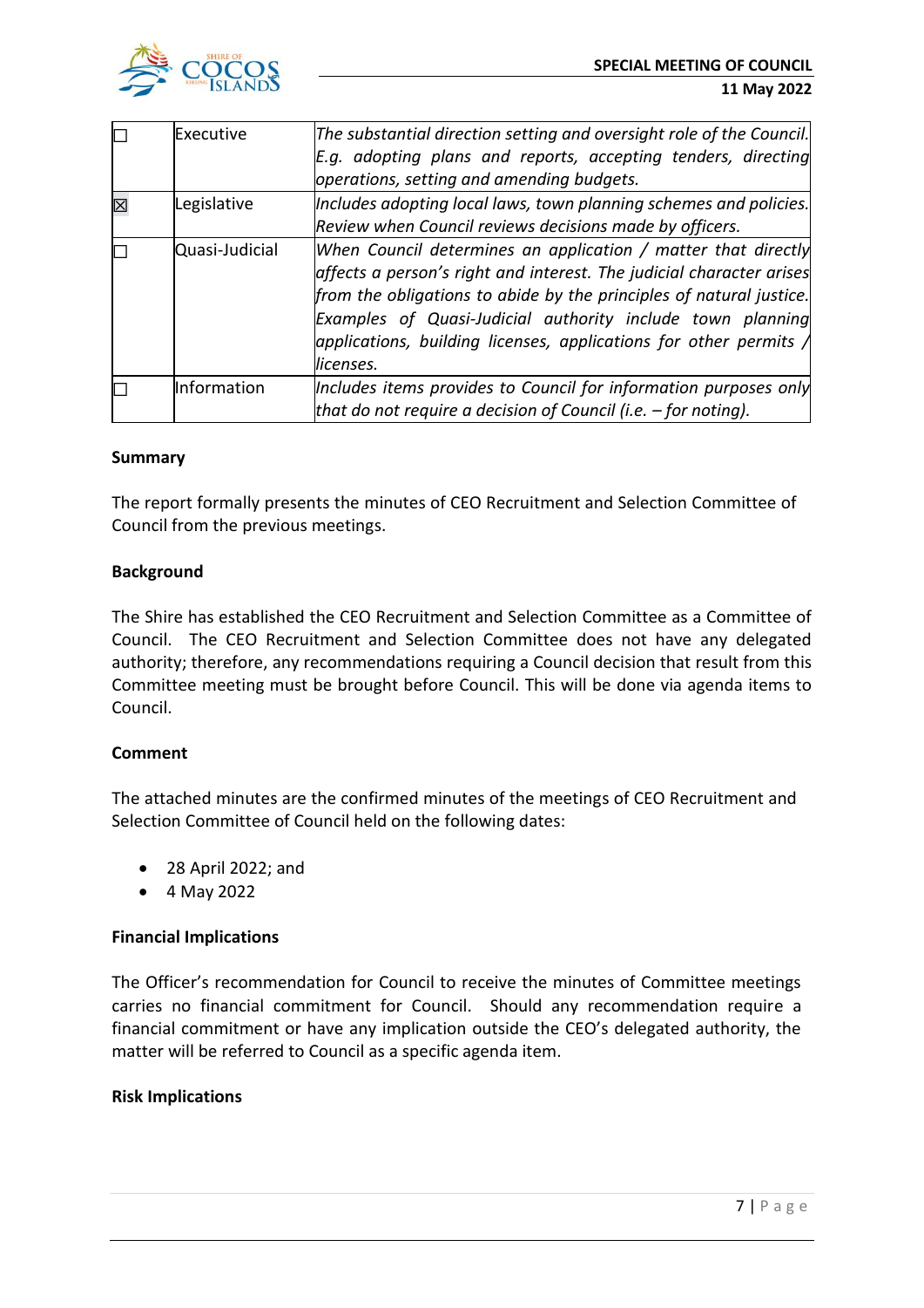| | | |
|---|---|---|
| ☐ | Executive | *The substantial direction setting and oversight role of the Council. E.g. adopting plans and reports, accepting tenders, directing operations, setting and amending budgets.* |
| ☒ | Legislative | *Includes adopting local laws, town planning schemes and policies. Review when Council reviews decisions made by officers.* |
| ☐ | Quasi-Judicial | *When Council determines an application / matter that directly affects a person's right and interest. The judicial character arises from the obligations to abide by the principles of natural justice. Examples of Quasi-Judicial authority include town planning applications, building licenses, applications for other permits / licenses.* |
| ☐ | Information | *Includes items provides to Council for information purposes only that do not require a decision of Council (i.e. – for noting).* |

**Summary**

The report formally presents the minutes of CEO Recruitment and Selection Committee of Council from the previous meetings.

**Background**

The Shire has established the CEO Recruitment and Selection Committee as a Committee of Council. The CEO Recruitment and Selection Committee does not have any delegated authority; therefore, any recommendations requiring a Council decision that result from this Committee meeting must be brought before Council. This will be done via agenda items to Council.

**Comment**

The attached minutes are the confirmed minutes of the meetings of CEO Recruitment and Selection Committee of Council held on the following dates:

- 28 April 2022; and
- 4 May 2022

**Financial Implications**

The Officer's recommendation for Council to receive the minutes of Committee meetings carries no financial commitment for Council. Should any recommendation require a financial commitment or have any implication outside the CEO's delegated authority, the matter will be referred to Council as a specific agenda item.

**Risk Implications**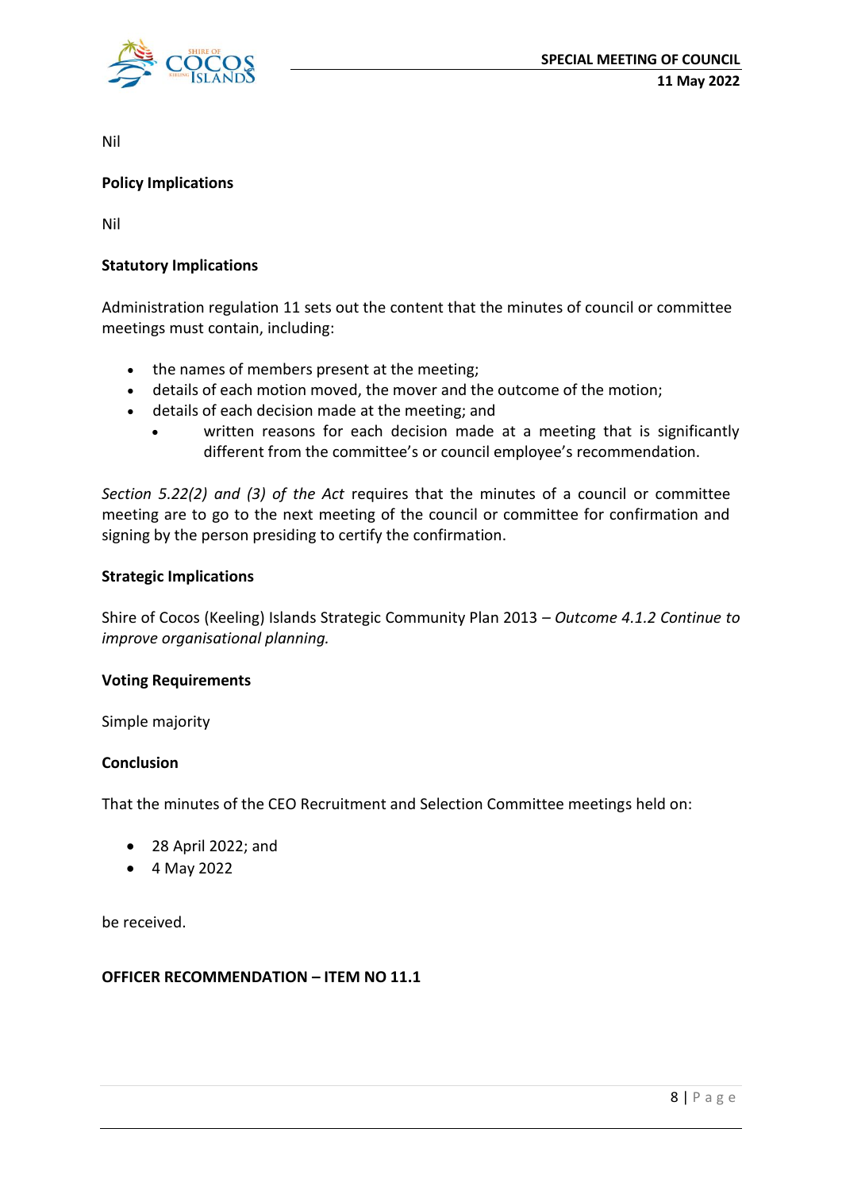Nil

**Policy Implications**

Nil

**Statutory Implications**

Administration regulation 11 sets out the content that the minutes of council or committee meetings must contain, including:

- the names of members present at the meeting;
- details of each motion moved, the mover and the outcome of the motion;
- details of each decision made at the meeting; and
  - written reasons for each decision made at a meeting that is significantly different from the committee's or council employee's recommendation.

*Section 5.22(2) and (3) of the Act* requires that the minutes of a council or committee meeting are to go to the next meeting of the council or committee for confirmation and signing by the person presiding to certify the confirmation.

**Strategic Implications**

Shire of Cocos (Keeling) Islands Strategic Community Plan 2013 – *Outcome 4.1.2 Continue to improve organisational planning.*

**Voting Requirements**

Simple majority

**Conclusion**

That the minutes of the CEO Recruitment and Selection Committee meetings held on:

- 28 April 2022; and
- 4 May 2022

be received.

**OFFICER RECOMMENDATION – ITEM NO 11.1**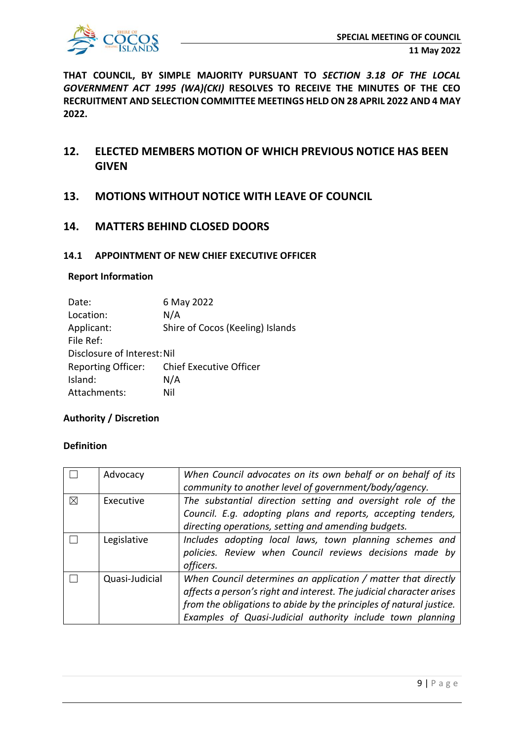**THAT COUNCIL, BY SIMPLE MAJORITY PURSUANT TO *SECTION 3.18 OF THE LOCAL GOVERNMENT ACT 1995 (WA)(CKI)* RESOLVES TO RECEIVE THE MINUTES OF THE CEO RECRUITMENT AND SELECTION COMMITTEE MEETINGS HELD ON 28 APRIL 2022 AND 4 MAY 2022.**

## 12. ELECTED MEMBERS MOTION OF WHICH PREVIOUS NOTICE HAS BEEN GIVEN

## 13. MOTIONS WITHOUT NOTICE WITH LEAVE OF COUNCIL

## 14. MATTERS BEHIND CLOSED DOORS

### 14.1 APPOINTMENT OF NEW CHIEF EXECUTIVE OFFICER

**Report Information**

Date: 6 May 2022
Location: N/A
Applicant: Shire of Cocos (Keeling) Islands
File Ref:
Disclosure of Interest: Nil
Reporting Officer: Chief Executive Officer
Island: N/A
Attachments: Nil

**Authority / Discretion**

**Definition**

| | | |
|---|---|---|
| ☐ | Advocacy | *When Council advocates on its own behalf or on behalf of its community to another level of government/body/agency.* |
| ☒ | Executive | *The substantial direction setting and oversight role of the Council. E.g. adopting plans and reports, accepting tenders, directing operations, setting and amending budgets.* |
| ☐ | Legislative | *Includes adopting local laws, town planning schemes and policies. Review when Council reviews decisions made by officers.* |
| ☐ | Quasi-Judicial | *When Council determines an application / matter that directly affects a person's right and interest. The judicial character arises from the obligations to abide by the principles of natural justice. Examples of Quasi-Judicial authority include town planning* |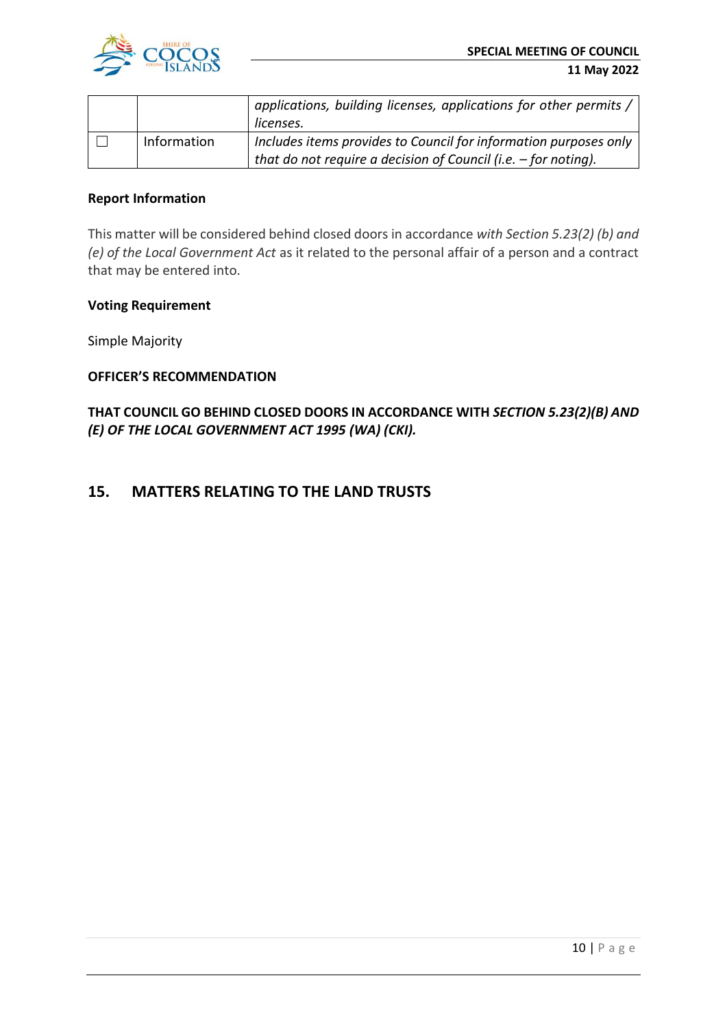| | | *applications, building licenses, applications for other permits / licenses.* |
|---|---|---|
| ☐ | Information | *Includes items provides to Council for information purposes only that do not require a decision of Council (i.e. – for noting).* |

**Report Information**

This matter will be considered behind closed doors in accordance *with Section 5.23(2) (b) and (e) of the Local Government Act* as it related to the personal affair of a person and a contract that may be entered into.

**Voting Requirement**

Simple Majority

**OFFICER'S RECOMMENDATION**

**THAT COUNCIL GO BEHIND CLOSED DOORS IN ACCORDANCE WITH *SECTION 5.23(2)(B) AND (E) OF THE LOCAL GOVERNMENT ACT 1995 (WA) (CKI).***

## 15. MATTERS RELATING TO THE LAND TRUSTS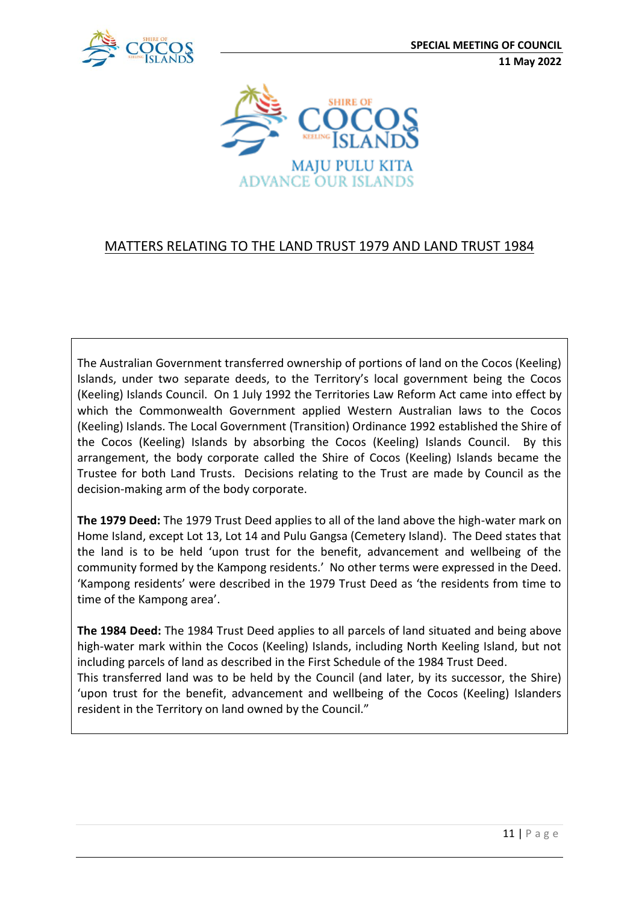MAJU PULU KITA
ADVANCE OUR ISLANDS

## MATTERS RELATING TO THE LAND TRUST 1979 AND LAND TRUST 1984

The Australian Government transferred ownership of portions of land on the Cocos (Keeling) Islands, under two separate deeds, to the Territory's local government being the Cocos (Keeling) Islands Council. On 1 July 1992 the Territories Law Reform Act came into effect by which the Commonwealth Government applied Western Australian laws to the Cocos (Keeling) Islands. The Local Government (Transition) Ordinance 1992 established the Shire of the Cocos (Keeling) Islands by absorbing the Cocos (Keeling) Islands Council. By this arrangement, the body corporate called the Shire of Cocos (Keeling) Islands became the Trustee for both Land Trusts. Decisions relating to the Trust are made by Council as the decision-making arm of the body corporate.

**The 1979 Deed:** The 1979 Trust Deed applies to all of the land above the high-water mark on Home Island, except Lot 13, Lot 14 and Pulu Gangsa (Cemetery Island). The Deed states that the land is to be held 'upon trust for the benefit, advancement and wellbeing of the community formed by the Kampong residents.' No other terms were expressed in the Deed. 'Kampong residents' were described in the 1979 Trust Deed as 'the residents from time to time of the Kampong area'.

**The 1984 Deed:** The 1984 Trust Deed applies to all parcels of land situated and being above high-water mark within the Cocos (Keeling) Islands, including North Keeling Island, but not including parcels of land as described in the First Schedule of the 1984 Trust Deed.
This transferred land was to be held by the Council (and later, by its successor, the Shire) 'upon trust for the benefit, advancement and wellbeing of the Cocos (Keeling) Islanders resident in the Territory on land owned by the Council."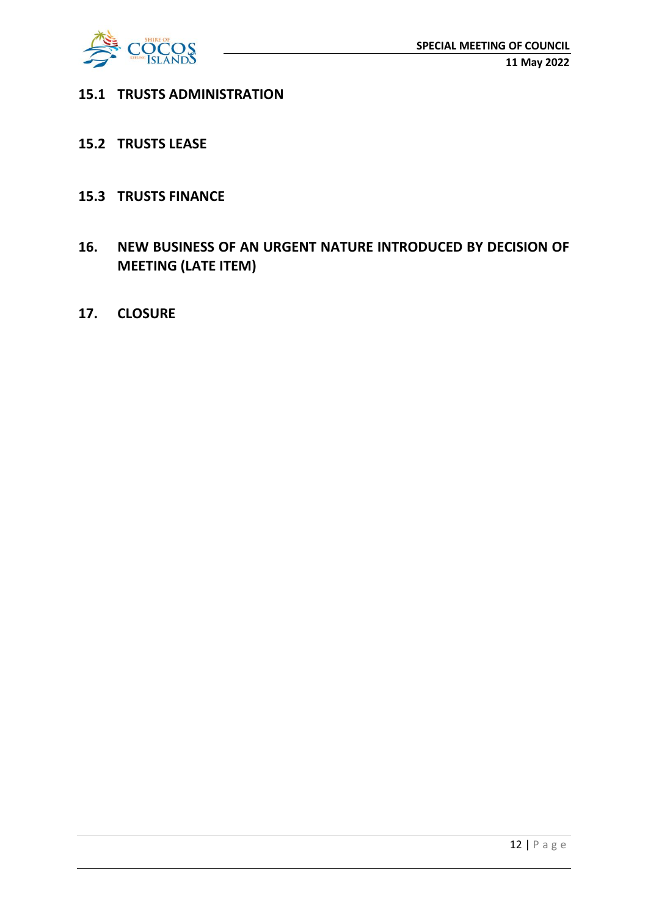## 15.1 TRUSTS ADMINISTRATION

## 15.2 TRUSTS LEASE

## 15.3 TRUSTS FINANCE

## 16. NEW BUSINESS OF AN URGENT NATURE INTRODUCED BY DECISION OF MEETING (LATE ITEM)

## 17. CLOSURE